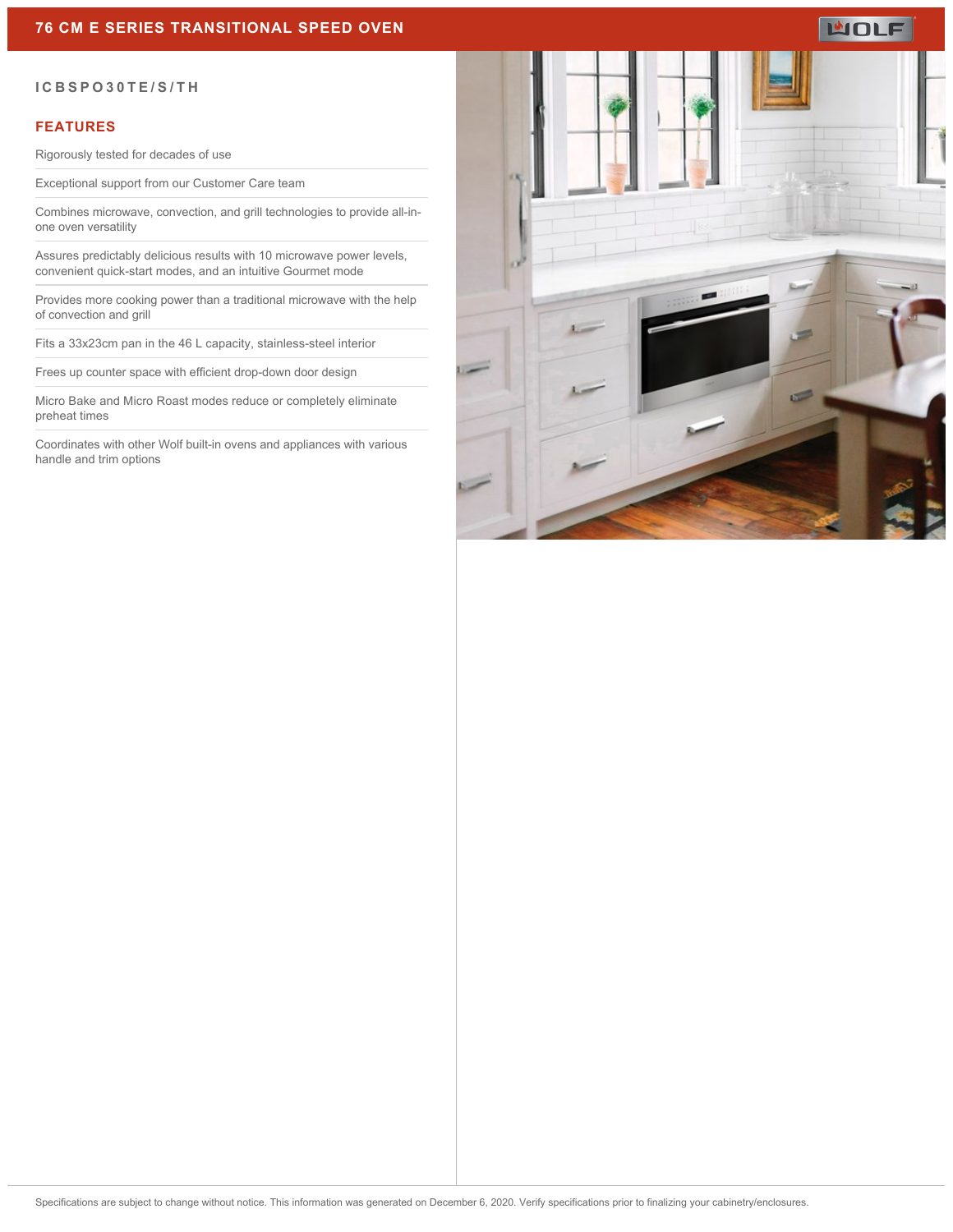# 76 CM E SERIES TRANSITIONAL SPEED OVEN

ICBSPO30TE/S/TH

## FEATURES

- Rigorously tested for decades of use
- Exceptional support from our Customer Care team
- Combines microwave, convection, and grill technologies to provide all-in-one oven versatility
- Assures predictably delicious results with 10 microwave power levels, convenient quick-start modes, and an intuitive Gourmet mode
- Provides more cooking power than a traditional microwave with the help of convection and grill
- Fits a 33x23cm pan in the 46 L capacity, stainless-steel interior
- Frees up counter space with efficient drop-down door design
- Micro Bake and Micro Roast modes reduce or completely eliminate preheat times
- Coordinates with other Wolf built-in ovens and appliances with various handle and trim options

Specifications are subject to change without notice. This information was generated on December 6, 2020. Verify specifications prior to finalizing your cabinetry/enclosures.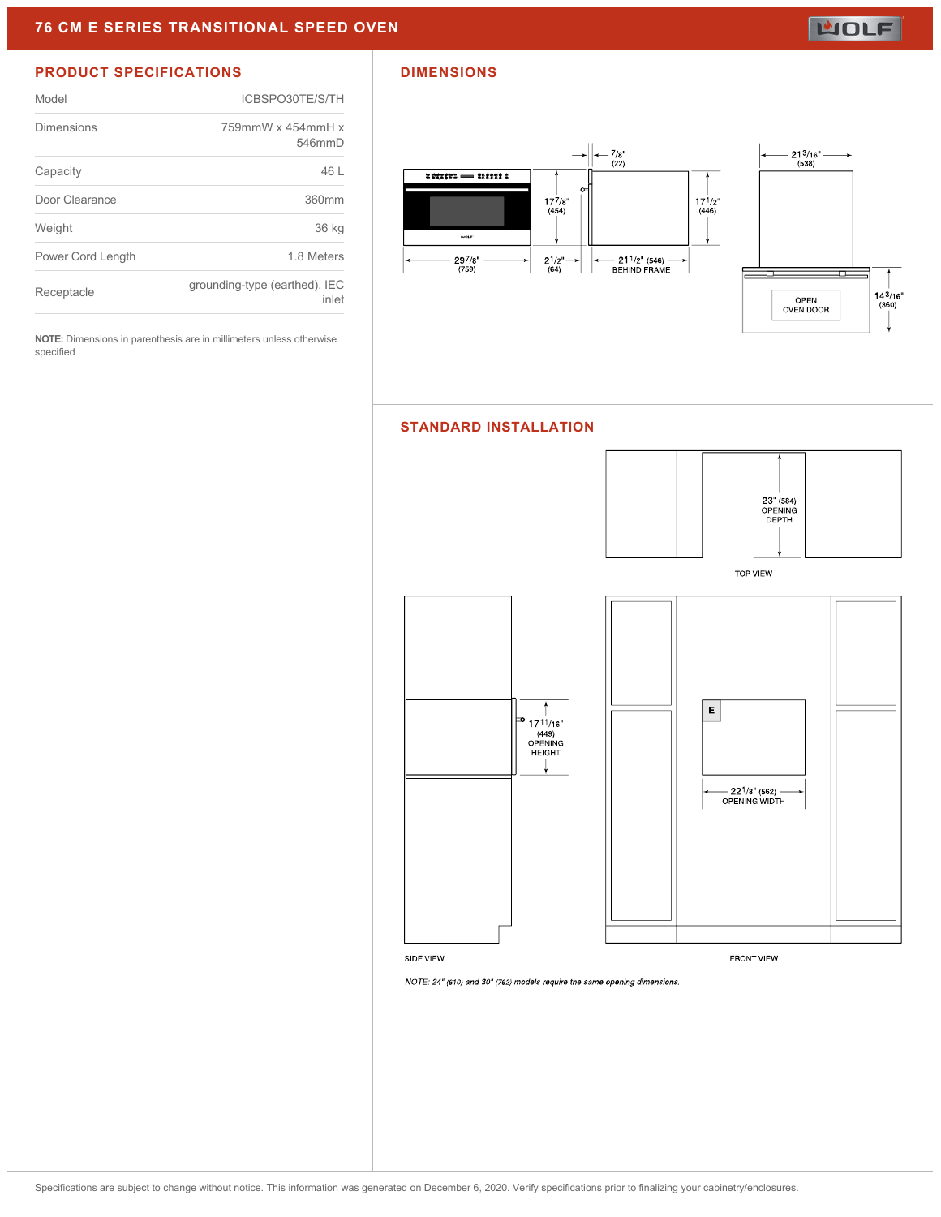# 76 CM E SERIES TRANSITIONAL SPEED OVEN

## PRODUCT SPECIFICATIONS

| | |
|---|---|
| Model | ICBSPO30TE/S/TH |
| Dimensions | 759mmW x 454mmH x 546mmD |
| Capacity | 46 L |
| Door Clearance | 360mm |
| Weight | 36 kg |
| Power Cord Length | 1.8 Meters |
| Receptacle | grounding-type (earthed), IEC inlet |

**NOTE:** Dimensions in parenthesis are in millimeters unless otherwise specified

## DIMENSIONS

29 7/8" (759)

17 7/8" (454)

2 1/2" (64)

7/8" (22)

21 1/2" (546) BEHIND FRAME

17 1/2" (446)

21 3/16" (538)

OPEN OVEN DOOR

14 3/16" (360)

## STANDARD INSTALLATION

23" (584) OPENING DEPTH

TOP VIEW

17 11/16" (449) OPENING HEIGHT

E

22 1/8" (562) OPENING WIDTH

SIDE VIEW

FRONT VIEW

*NOTE: 24" (610) and 30" (762) models require the same opening dimensions.*

Specifications are subject to change without notice. This information was generated on December 6, 2020. Verify specifications prior to finalizing your cabinetry/enclosures.